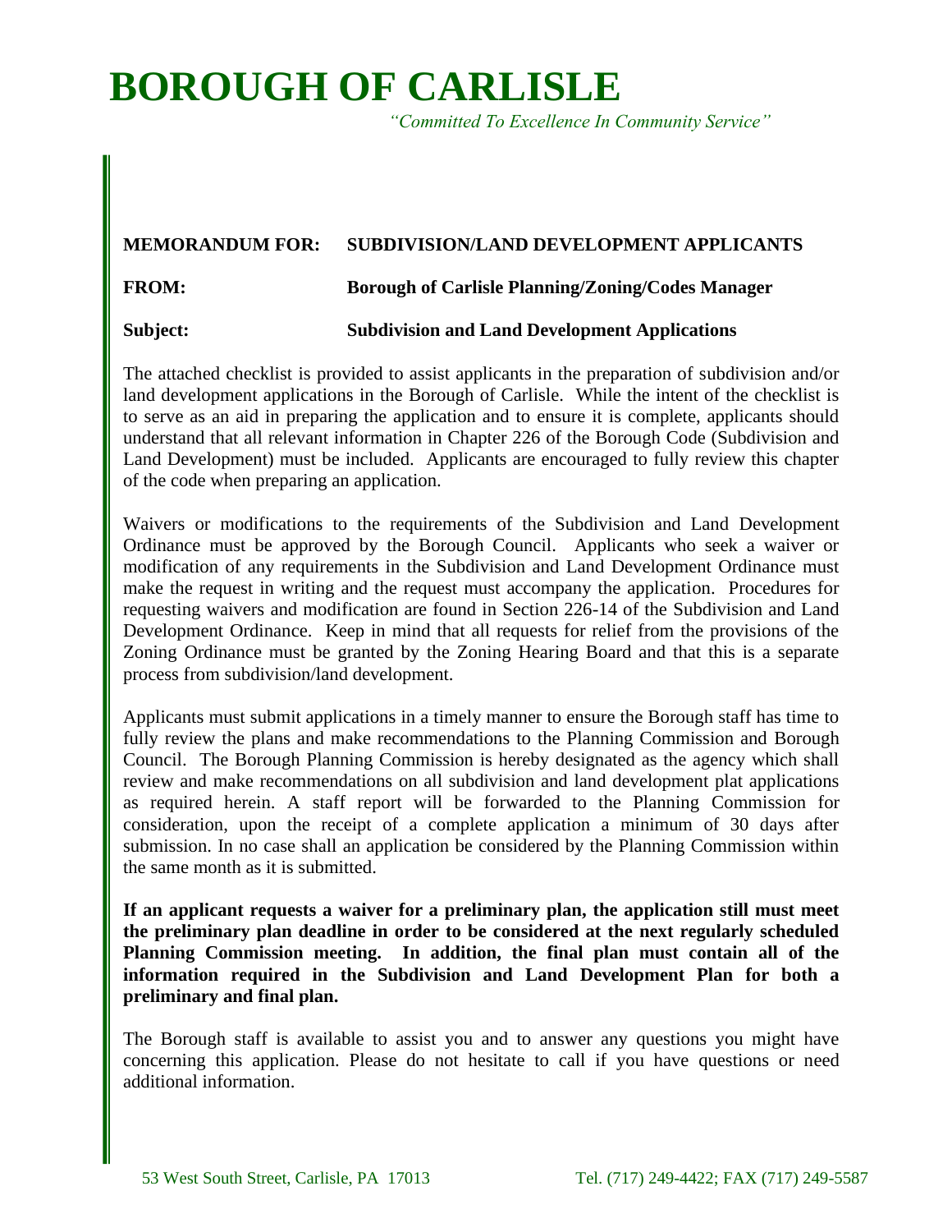# BOROUGH OF CARLISLE

*"Committed To Excellence In Community Service"*

**MEMORANDUM FOR:** **SUBDIVISION/LAND DEVELOPMENT APPLICANTS**

**FROM:** **Borough of Carlisle Planning/Zoning/Codes Manager**

**Subject:** **Subdivision and Land Development Applications**

The attached checklist is provided to assist applicants in the preparation of subdivision and/or land development applications in the Borough of Carlisle. While the intent of the checklist is to serve as an aid in preparing the application and to ensure it is complete, applicants should understand that all relevant information in Chapter 226 of the Borough Code (Subdivision and Land Development) must be included. Applicants are encouraged to fully review this chapter of the code when preparing an application.

Waivers or modifications to the requirements of the Subdivision and Land Development Ordinance must be approved by the Borough Council. Applicants who seek a waiver or modification of any requirements in the Subdivision and Land Development Ordinance must make the request in writing and the request must accompany the application. Procedures for requesting waivers and modification are found in Section 226-14 of the Subdivision and Land Development Ordinance. Keep in mind that all requests for relief from the provisions of the Zoning Ordinance must be granted by the Zoning Hearing Board and that this is a separate process from subdivision/land development.

Applicants must submit applications in a timely manner to ensure the Borough staff has time to fully review the plans and make recommendations to the Planning Commission and Borough Council. The Borough Planning Commission is hereby designated as the agency which shall review and make recommendations on all subdivision and land development plat applications as required herein. A staff report will be forwarded to the Planning Commission for consideration, upon the receipt of a complete application a minimum of 30 days after submission. In no case shall an application be considered by the Planning Commission within the same month as it is submitted.

**If an applicant requests a waiver for a preliminary plan, the application still must meet the preliminary plan deadline in order to be considered at the next regularly scheduled Planning Commission meeting. In addition, the final plan must contain all of the information required in the Subdivision and Land Development Plan for both a preliminary and final plan.**

The Borough staff is available to assist you and to answer any questions you might have concerning this application. Please do not hesitate to call if you have questions or need additional information.

53 West South Street, Carlisle, PA 17013 Tel. (717) 249-4422; FAX (717) 249-5587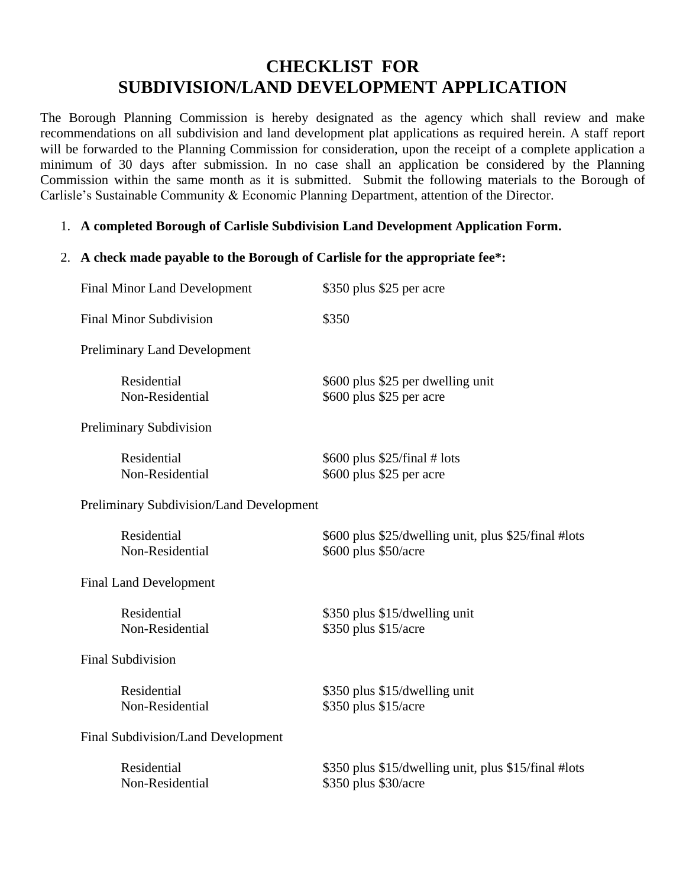# CHECKLIST FOR SUBDIVISION/LAND DEVELOPMENT APPLICATION

The Borough Planning Commission is hereby designated as the agency which shall review and make recommendations on all subdivision and land development plat applications as required herein. A staff report will be forwarded to the Planning Commission for consideration, upon the receipt of a complete application a minimum of 30 days after submission. In no case shall an application be considered by the Planning Commission within the same month as it is submitted. Submit the following materials to the Borough of Carlisle's Sustainable Community & Economic Planning Department, attention of the Director.

1. **A completed Borough of Carlisle Subdivision Land Development Application Form.**

2. **A check made payable to the Borough of Carlisle for the appropriate fee*:**

| | |
|---|---|
| Final Minor Land Development | $350 plus $25 per acre |
| Final Minor Subdivision | $350 |
| Preliminary Land Development | |
| Residential | $600 plus $25 per dwelling unit |
| Non-Residential | $600 plus $25 per acre |
| Preliminary Subdivision | |
| Residential | $600 plus $25/final # lots |
| Non-Residential | $600 plus $25 per acre |
| Preliminary Subdivision/Land Development | |
| Residential | $600 plus $25/dwelling unit, plus $25/final #lots |
| Non-Residential | $600 plus $50/acre |
| Final Land Development | |
| Residential | $350 plus $15/dwelling unit |
| Non-Residential | $350 plus $15/acre |
| Final Subdivision | |
| Residential | $350 plus $15/dwelling unit |
| Non-Residential | $350 plus $15/acre |
| Final Subdivision/Land Development | |
| Residential | $350 plus $15/dwelling unit, plus $15/final #lots |
| Non-Residential | $350 plus $30/acre |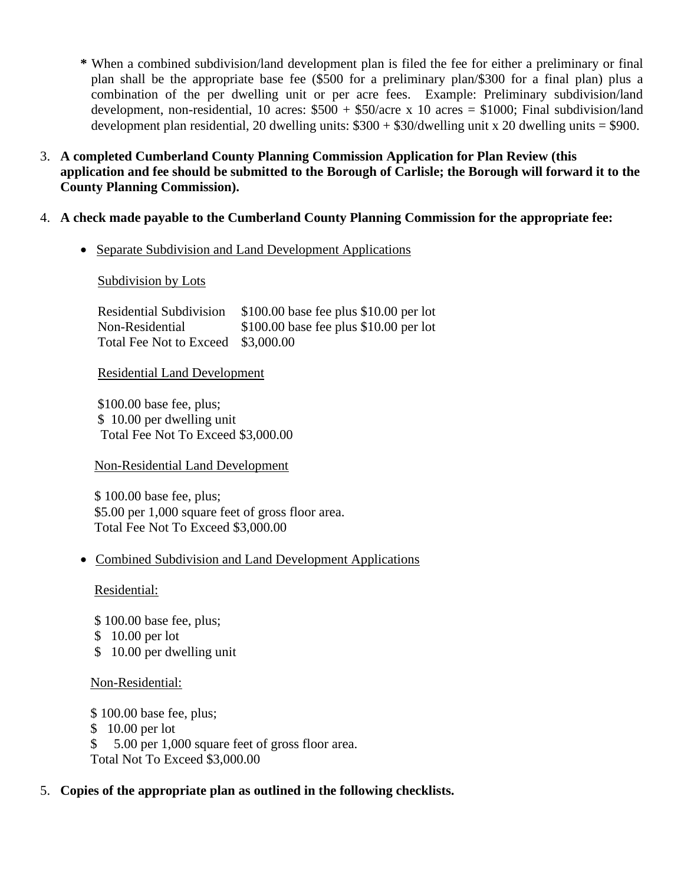**\*** When a combined subdivision/land development plan is filed the fee for either a preliminary or final plan shall be the appropriate base fee ($500 for a preliminary plan/$300 for a final plan) plus a combination of the per dwelling unit or per acre fees. Example: Preliminary subdivision/land development, non-residential, 10 acres: $500 + $50/acre x 10 acres = $1000; Final subdivision/land development plan residential, 20 dwelling units: $300 + $30/dwelling unit x 20 dwelling units = $900.

3. **A completed Cumberland County Planning Commission Application for Plan Review (this application and fee should be submitted to the Borough of Carlisle; the Borough will forward it to the County Planning Commission).**

4. **A check made payable to the Cumberland County Planning Commission for the appropriate fee:**

   - <u>Separate Subdivision and Land Development Applications</u>

     <u>Subdivision by Lots</u>

     | | |
     |---|---|
     | Residential Subdivision | $100.00 base fee plus $10.00 per lot |
     | Non-Residential | $100.00 base fee plus $10.00 per lot |
     | Total Fee Not to Exceed | $3,000.00 |

     <u>Residential Land Development</u>

     $100.00 base fee, plus;
     $ 10.00 per dwelling unit
     Total Fee Not To Exceed $3,000.00

     <u>Non-Residential Land Development</u>

     $ 100.00 base fee, plus;
     $5.00 per 1,000 square feet of gross floor area.
     Total Fee Not To Exceed $3,000.00

   - <u>Combined Subdivision and Land Development Applications</u>

     <u>Residential:</u>

     $ 100.00 base fee, plus;
     $ 10.00 per lot
     $ 10.00 per dwelling unit

     <u>Non-Residential:</u>

     $ 100.00 base fee, plus;
     $ 10.00 per lot
     $ 5.00 per 1,000 square feet of gross floor area.
     Total Not To Exceed $3,000.00

5. **Copies of the appropriate plan as outlined in the following checklists.**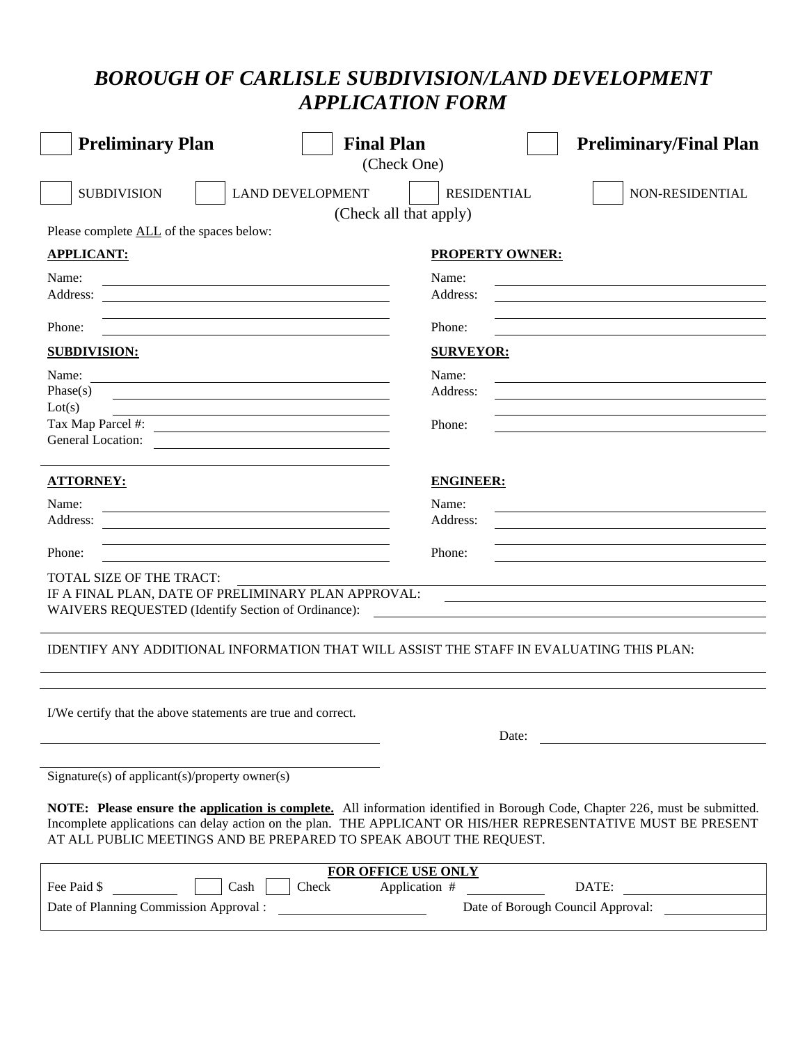# *BOROUGH OF CARLISLE SUBDIVISION/LAND DEVELOPMENT APPLICATION FORM*

☐ **Preliminary Plan** ☐ **Final Plan** ☐ **Preliminary/Final Plan**

(Check One)

☐ SUBDIVISION ☐ LAND DEVELOPMENT ☐ RESIDENTIAL ☐ NON-RESIDENTIAL

(Check all that apply)

Please complete ALL of the spaces below:

**APPLICANT:**

Name: ____________________

Address: ____________________

____________________

Phone: ____________________

**PROPERTY OWNER:**

Name: ____________________

Address: ____________________

____________________

Phone: ____________________

**SUBDIVISION:**

Name: ____________________

Phase(s) ____________________

Lot(s) ____________________

Tax Map Parcel #: ____________________

General Location: ____________________

____________________

**SURVEYOR:**

Name: ____________________

Address: ____________________

____________________

Phone: ____________________

**ATTORNEY:**

Name: ____________________

Address: ____________________

____________________

Phone: ____________________

**ENGINEER:**

Name: ____________________

Address: ____________________

____________________

Phone: ____________________

TOTAL SIZE OF THE TRACT: ____________________

IF A FINAL PLAN, DATE OF PRELIMINARY PLAN APPROVAL: ____________________

WAIVERS REQUESTED (Identify Section of Ordinance): ____________________

____________________

IDENTIFY ANY ADDITIONAL INFORMATION THAT WILL ASSIST THE STAFF IN EVALUATING THIS PLAN:

____________________

____________________

I/We certify that the above statements are true and correct.

____________________ Date: ____________________

____________________

Signature(s) of applicant(s)/property owner(s)

**NOTE: Please ensure the application is complete.** All information identified in Borough Code, Chapter 226, must be submitted. Incomplete applications can delay action on the plan. THE APPLICANT OR HIS/HER REPRESENTATIVE MUST BE PRESENT AT ALL PUBLIC MEETINGS AND BE PREPARED TO SPEAK ABOUT THE REQUEST.

**FOR OFFICE USE ONLY**

Fee Paid $ ________ ☐ Cash ☐ Check Application # ________ DATE: ____________

Date of Planning Commission Approval : ____________ Date of Borough Council Approval: ____________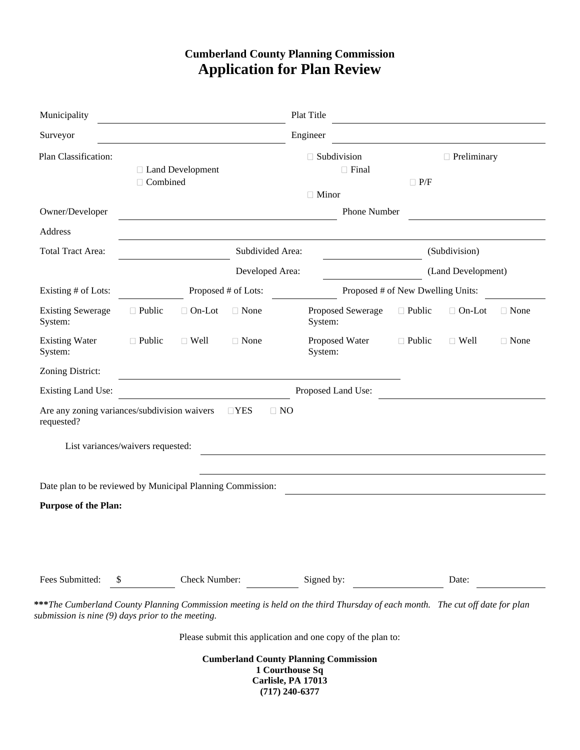**Cumberland County Planning Commission**

# Application for Plan Review

Municipality \_\_\_\_\_\_\_\_\_\_\_\_\_\_\_\_\_\_\_\_ Plat Title \_\_\_\_\_\_\_\_\_\_\_\_\_\_\_\_\_\_\_\_

Surveyor \_\_\_\_\_\_\_\_\_\_\_\_\_\_\_\_\_\_\_\_ Engineer \_\_\_\_\_\_\_\_\_\_\_\_\_\_\_\_\_\_\_\_

Plan Classification:

- ☐ Subdivision
- ☐ Land Development
- ☐ Combined
- ☐ Preliminary
- ☐ Final
- ☐ P/F
- ☐ Minor

Owner/Developer \_\_\_\_\_\_\_\_\_\_\_\_\_\_\_\_\_\_\_\_ Phone Number \_\_\_\_\_\_\_\_\_\_\_\_\_\_\_\_\_\_\_\_

Address \_\_\_\_\_\_\_\_\_\_\_\_\_\_\_\_\_\_\_\_\_\_\_\_\_\_\_\_\_\_\_\_\_\_\_\_\_\_\_\_

Total Tract Area: \_\_\_\_\_\_\_\_\_\_ Subdivided Area: \_\_\_\_\_\_\_\_\_\_ (Subdivision)

Developed Area: \_\_\_\_\_\_\_\_\_\_ (Land Development)

Existing # of Lots: \_\_\_\_\_\_\_\_ Proposed # of Lots: \_\_\_\_\_\_\_\_ Proposed # of New Dwelling Units: \_\_\_\_\_\_\_\_

Existing Sewerage System: ☐ Public ☐ On-Lot ☐ None

Proposed Sewerage System: ☐ Public ☐ On-Lot ☐ None

Existing Water System: ☐ Public ☐ Well ☐ None

Proposed Water System: ☐ Public ☐ Well ☐ None

Zoning District: \_\_\_\_\_\_\_\_\_\_\_\_\_\_\_\_\_\_\_\_\_\_\_\_\_\_\_\_\_\_

Existing Land Use: \_\_\_\_\_\_\_\_\_\_\_\_\_\_\_\_\_\_\_\_ Proposed Land Use: \_\_\_\_\_\_\_\_\_\_\_\_\_\_\_\_\_\_\_\_

Are any zoning variances/subdivision waivers requested? ☐YES ☐ NO

List variances/waivers requested: \_\_\_\_\_\_\_\_\_\_\_\_\_\_\_\_\_\_\_\_\_\_\_\_\_\_\_\_\_\_\_\_\_\_\_\_\_\_\_\_

\_\_\_\_\_\_\_\_\_\_\_\_\_\_\_\_\_\_\_\_\_\_\_\_\_\_\_\_\_\_\_\_\_\_\_\_\_\_\_\_

Date plan to be reviewed by Municipal Planning Commission: \_\_\_\_\_\_\_\_\_\_\_\_\_\_\_\_\_\_\_\_

**Purpose of the Plan:**

Fees Submitted: $ \_\_\_\_\_\_\_\_ Check Number: \_\_\_\_\_\_\_\_ Signed by: \_\_\_\_\_\_\_\_\_\_\_\_ Date: \_\_\_\_\_\_\_\_

***\*\*\****The Cumberland County Planning Commission meeting is held on the third Thursday of each month. The cut off date for plan submission is nine (9) days prior to the meeting.*

Please submit this application and one copy of the plan to:

**Cumberland County Planning Commission**
**1 Courthouse Sq**
**Carlisle, PA 17013**
**(717) 240-6377**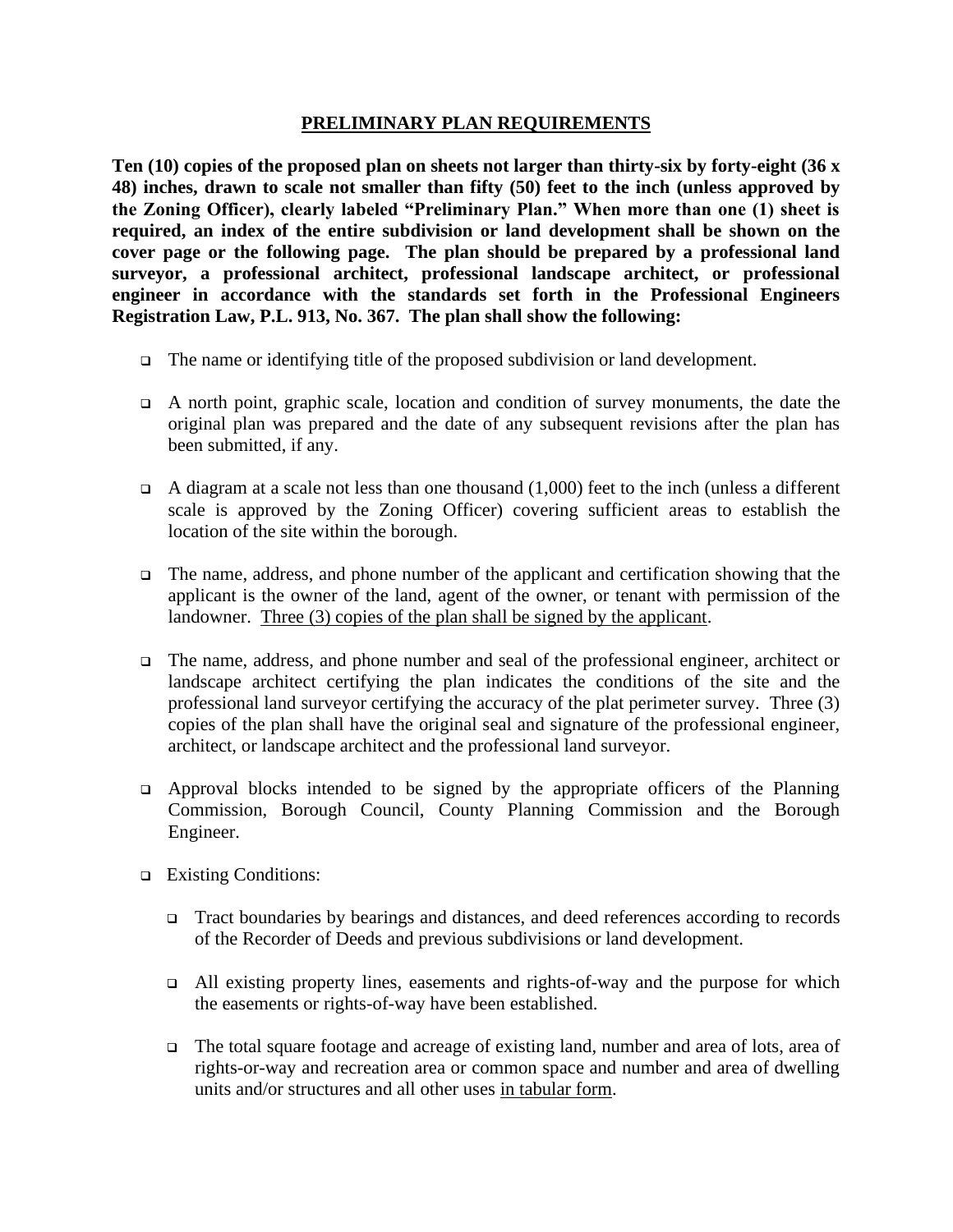## PRELIMINARY PLAN REQUIREMENTS

**Ten (10) copies of the proposed plan on sheets not larger than thirty-six by forty-eight (36 x 48) inches, drawn to scale not smaller than fifty (50) feet to the inch (unless approved by the Zoning Officer), clearly labeled "Preliminary Plan." When more than one (1) sheet is required, an index of the entire subdivision or land development shall be shown on the cover page or the following page. The plan should be prepared by a professional land surveyor, a professional architect, professional landscape architect, or professional engineer in accordance with the standards set forth in the Professional Engineers Registration Law, P.L. 913, No. 367. The plan shall show the following:**

- The name or identifying title of the proposed subdivision or land development.
- A north point, graphic scale, location and condition of survey monuments, the date the original plan was prepared and the date of any subsequent revisions after the plan has been submitted, if any.
- A diagram at a scale not less than one thousand (1,000) feet to the inch (unless a different scale is approved by the Zoning Officer) covering sufficient areas to establish the location of the site within the borough.
- The name, address, and phone number of the applicant and certification showing that the applicant is the owner of the land, agent of the owner, or tenant with permission of the landowner. <u>Three (3) copies of the plan shall be signed by the applicant</u>.
- The name, address, and phone number and seal of the professional engineer, architect or landscape architect certifying the plan indicates the conditions of the site and the professional land surveyor certifying the accuracy of the plat perimeter survey. Three (3) copies of the plan shall have the original seal and signature of the professional engineer, architect, or landscape architect and the professional land surveyor.
- Approval blocks intended to be signed by the appropriate officers of the Planning Commission, Borough Council, County Planning Commission and the Borough Engineer.
- Existing Conditions:
  - Tract boundaries by bearings and distances, and deed references according to records of the Recorder of Deeds and previous subdivisions or land development.
  - All existing property lines, easements and rights-of-way and the purpose for which the easements or rights-of-way have been established.
  - The total square footage and acreage of existing land, number and area of lots, area of rights-or-way and recreation area or common space and number and area of dwelling units and/or structures and all other uses <u>in tabular form</u>.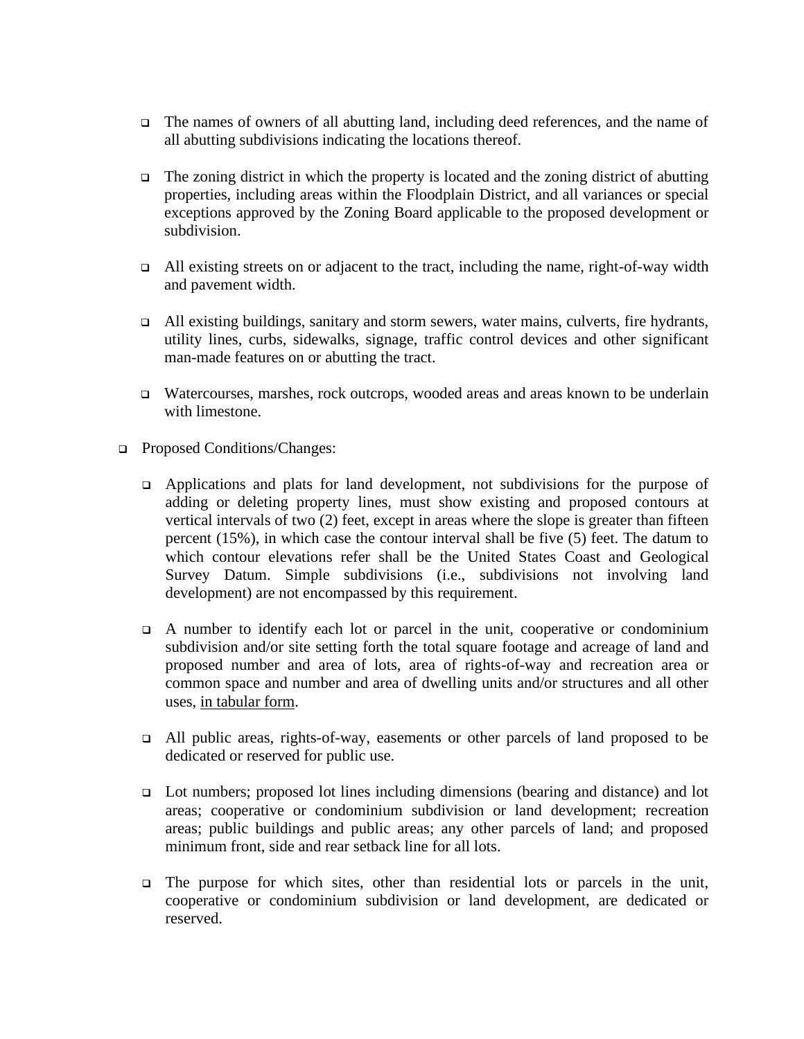- The names of owners of all abutting land, including deed references, and the name of all abutting subdivisions indicating the locations thereof.

- The zoning district in which the property is located and the zoning district of abutting properties, including areas within the Floodplain District, and all variances or special exceptions approved by the Zoning Board applicable to the proposed development or subdivision.

- All existing streets on or adjacent to the tract, including the name, right-of-way width and pavement width.

- All existing buildings, sanitary and storm sewers, water mains, culverts, fire hydrants, utility lines, curbs, sidewalks, signage, traffic control devices and other significant man-made features on or abutting the tract.

- Watercourses, marshes, rock outcrops, wooded areas and areas known to be underlain with limestone.

- Proposed Conditions/Changes:

  - Applications and plats for land development, not subdivisions for the purpose of adding or deleting property lines, must show existing and proposed contours at vertical intervals of two (2) feet, except in areas where the slope is greater than fifteen percent (15%), in which case the contour interval shall be five (5) feet. The datum to which contour elevations refer shall be the United States Coast and Geological Survey Datum. Simple subdivisions (i.e., subdivisions not involving land development) are not encompassed by this requirement.

  - A number to identify each lot or parcel in the unit, cooperative or condominium subdivision and/or site setting forth the total square footage and acreage of land and proposed number and area of lots, area of rights-of-way and recreation area or common space and number and area of dwelling units and/or structures and all other uses, <u>in tabular form</u>.

  - All public areas, rights-of-way, easements or other parcels of land proposed to be dedicated or reserved for public use.

  - Lot numbers; proposed lot lines including dimensions (bearing and distance) and lot areas; cooperative or condominium subdivision or land development; recreation areas; public buildings and public areas; any other parcels of land; and proposed minimum front, side and rear setback line for all lots.

  - The purpose for which sites, other than residential lots or parcels in the unit, cooperative or condominium subdivision or land development, are dedicated or reserved.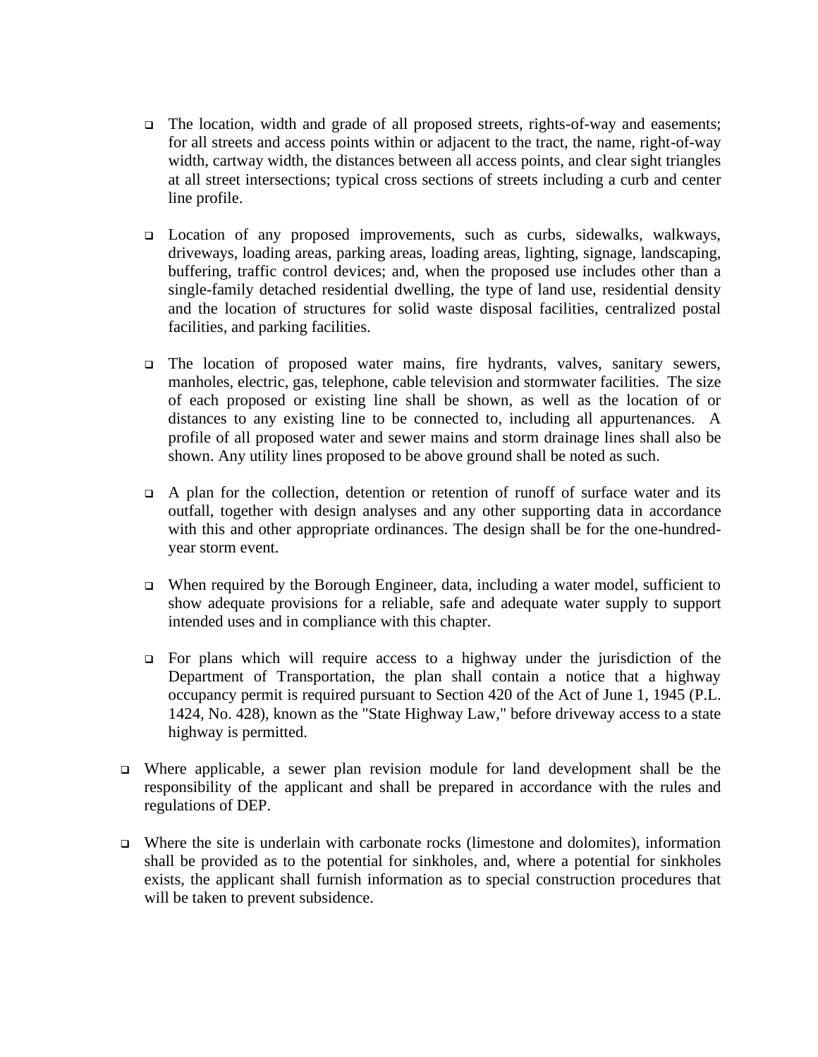- The location, width and grade of all proposed streets, rights-of-way and easements; for all streets and access points within or adjacent to the tract, the name, right-of-way width, cartway width, the distances between all access points, and clear sight triangles at all street intersections; typical cross sections of streets including a curb and center line profile.

  - Location of any proposed improvements, such as curbs, sidewalks, walkways, driveways, loading areas, parking areas, loading areas, lighting, signage, landscaping, buffering, traffic control devices; and, when the proposed use includes other than a single-family detached residential dwelling, the type of land use, residential density and the location of structures for solid waste disposal facilities, centralized postal facilities, and parking facilities.

  - The location of proposed water mains, fire hydrants, valves, sanitary sewers, manholes, electric, gas, telephone, cable television and stormwater facilities. The size of each proposed or existing line shall be shown, as well as the location of or distances to any existing line to be connected to, including all appurtenances. A profile of all proposed water and sewer mains and storm drainage lines shall also be shown. Any utility lines proposed to be above ground shall be noted as such.

  - A plan for the collection, detention or retention of runoff of surface water and its outfall, together with design analyses and any other supporting data in accordance with this and other appropriate ordinances. The design shall be for the one-hundred-year storm event.

  - When required by the Borough Engineer, data, including a water model, sufficient to show adequate provisions for a reliable, safe and adequate water supply to support intended uses and in compliance with this chapter.

  - For plans which will require access to a highway under the jurisdiction of the Department of Transportation, the plan shall contain a notice that a highway occupancy permit is required pursuant to Section 420 of the Act of June 1, 1945 (P.L. 1424, No. 428), known as the "State Highway Law," before driveway access to a state highway is permitted.

- Where applicable, a sewer plan revision module for land development shall be the responsibility of the applicant and shall be prepared in accordance with the rules and regulations of DEP.

- Where the site is underlain with carbonate rocks (limestone and dolomites), information shall be provided as to the potential for sinkholes, and, where a potential for sinkholes exists, the applicant shall furnish information as to special construction procedures that will be taken to prevent subsidence.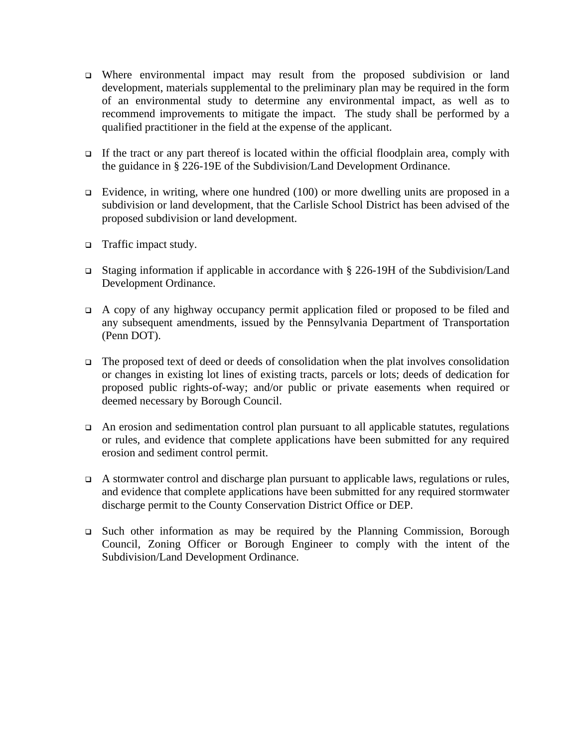- Where environmental impact may result from the proposed subdivision or land development, materials supplemental to the preliminary plan may be required in the form of an environmental study to determine any environmental impact, as well as to recommend improvements to mitigate the impact. The study shall be performed by a qualified practitioner in the field at the expense of the applicant.

- If the tract or any part thereof is located within the official floodplain area, comply with the guidance in § 226-19E of the Subdivision/Land Development Ordinance.

- Evidence, in writing, where one hundred (100) or more dwelling units are proposed in a subdivision or land development, that the Carlisle School District has been advised of the proposed subdivision or land development.

- Traffic impact study.

- Staging information if applicable in accordance with § 226-19H of the Subdivision/Land Development Ordinance.

- A copy of any highway occupancy permit application filed or proposed to be filed and any subsequent amendments, issued by the Pennsylvania Department of Transportation (Penn DOT).

- The proposed text of deed or deeds of consolidation when the plat involves consolidation or changes in existing lot lines of existing tracts, parcels or lots; deeds of dedication for proposed public rights-of-way; and/or public or private easements when required or deemed necessary by Borough Council.

- An erosion and sedimentation control plan pursuant to all applicable statutes, regulations or rules, and evidence that complete applications have been submitted for any required erosion and sediment control permit.

- A stormwater control and discharge plan pursuant to applicable laws, regulations or rules, and evidence that complete applications have been submitted for any required stormwater discharge permit to the County Conservation District Office or DEP.

- Such other information as may be required by the Planning Commission, Borough Council, Zoning Officer or Borough Engineer to comply with the intent of the Subdivision/Land Development Ordinance.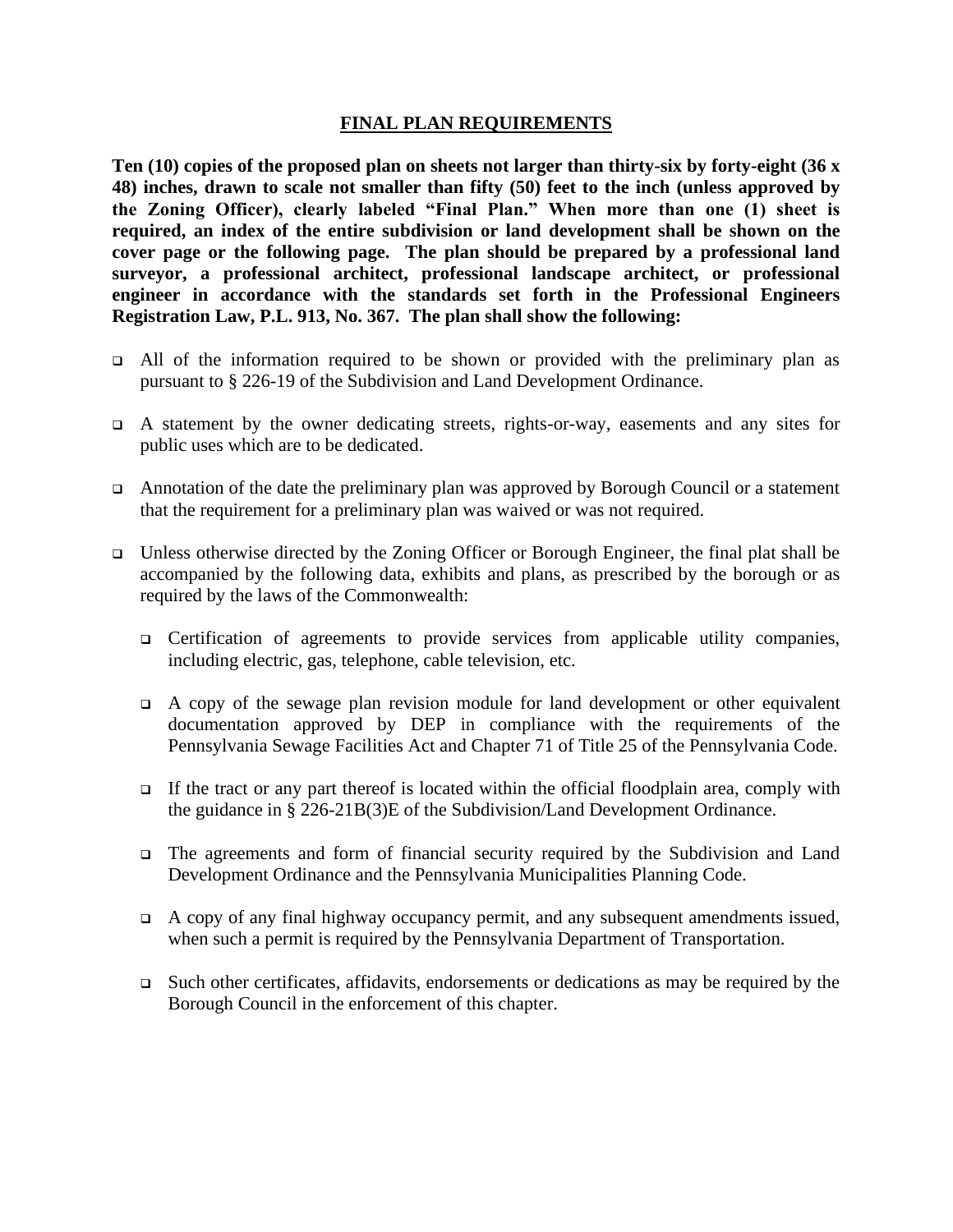## FINAL PLAN REQUIREMENTS

**Ten (10) copies of the proposed plan on sheets not larger than thirty-six by forty-eight (36 x 48) inches, drawn to scale not smaller than fifty (50) feet to the inch (unless approved by the Zoning Officer), clearly labeled "Final Plan." When more than one (1) sheet is required, an index of the entire subdivision or land development shall be shown on the cover page or the following page. The plan should be prepared by a professional land surveyor, a professional architect, professional landscape architect, or professional engineer in accordance with the standards set forth in the Professional Engineers Registration Law, P.L. 913, No. 367. The plan shall show the following:**

- ❑ All of the information required to be shown or provided with the preliminary plan as pursuant to § 226-19 of the Subdivision and Land Development Ordinance.
- ❑ A statement by the owner dedicating streets, rights-or-way, easements and any sites for public uses which are to be dedicated.
- ❑ Annotation of the date the preliminary plan was approved by Borough Council or a statement that the requirement for a preliminary plan was waived or was not required.
- ❑ Unless otherwise directed by the Zoning Officer or Borough Engineer, the final plat shall be accompanied by the following data, exhibits and plans, as prescribed by the borough or as required by the laws of the Commonwealth:
  - ❑ Certification of agreements to provide services from applicable utility companies, including electric, gas, telephone, cable television, etc.
  - ❑ A copy of the sewage plan revision module for land development or other equivalent documentation approved by DEP in compliance with the requirements of the Pennsylvania Sewage Facilities Act and Chapter 71 of Title 25 of the Pennsylvania Code.
  - ❑ If the tract or any part thereof is located within the official floodplain area, comply with the guidance in § 226-21B(3)E of the Subdivision/Land Development Ordinance.
  - ❑ The agreements and form of financial security required by the Subdivision and Land Development Ordinance and the Pennsylvania Municipalities Planning Code.
  - ❑ A copy of any final highway occupancy permit, and any subsequent amendments issued, when such a permit is required by the Pennsylvania Department of Transportation.
  - ❑ Such other certificates, affidavits, endorsements or dedications as may be required by the Borough Council in the enforcement of this chapter.